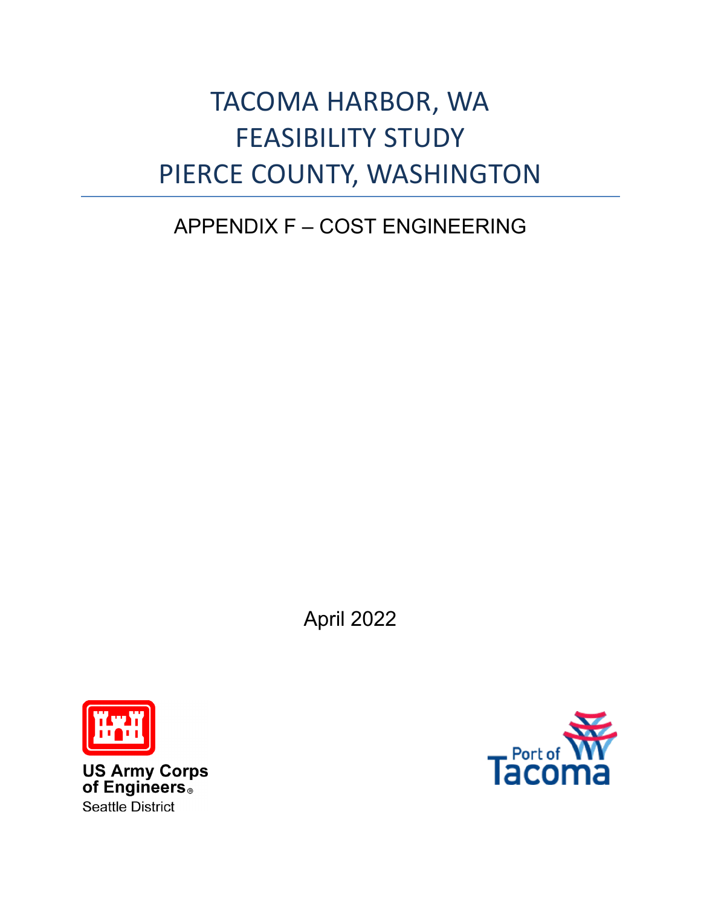# TACOMA HARBOR, WA
# FEASIBILITY STUDY
# PIERCE COUNTY, WASHINGTON

## APPENDIX F – COST ENGINEERING

April 2022

US Army Corps of Engineers®
Seattle District

Port of Tacoma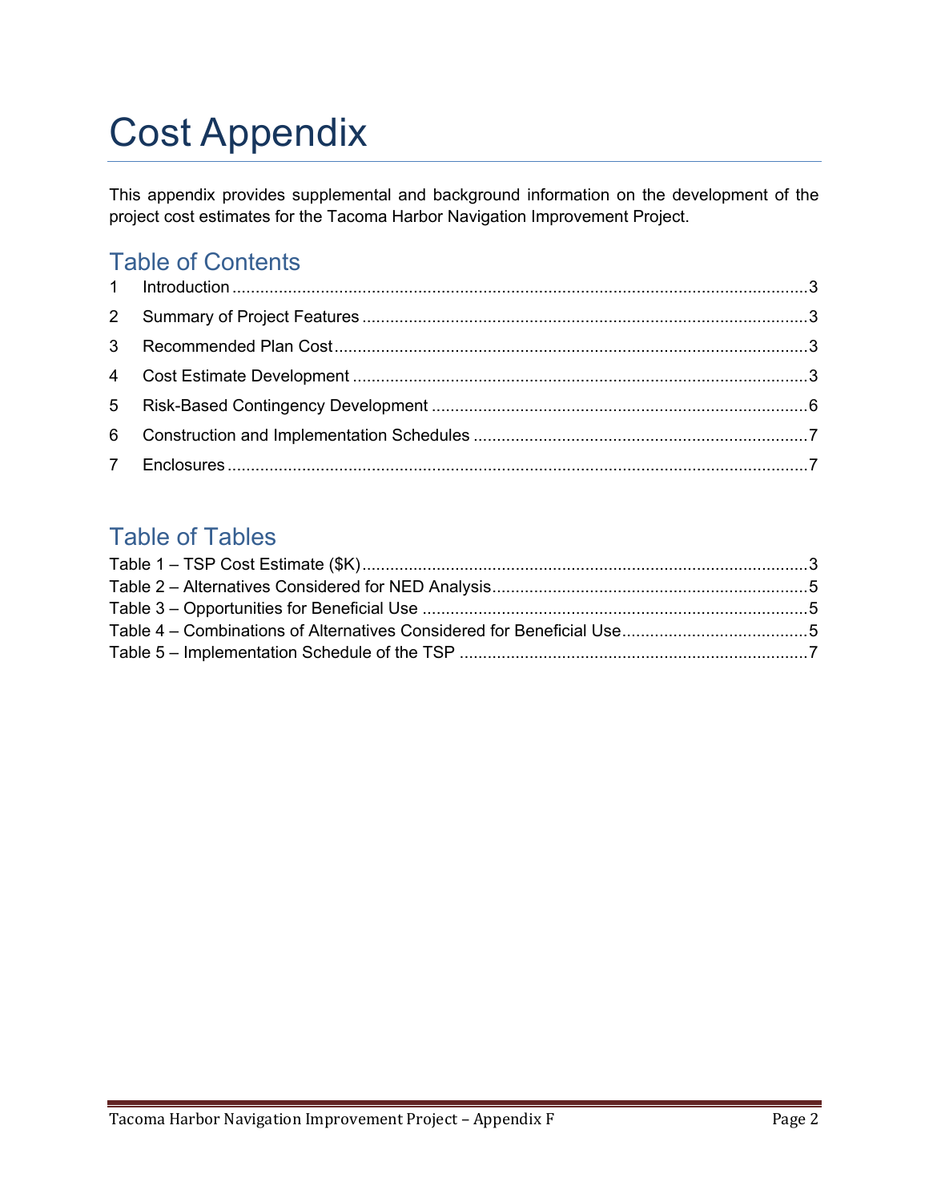# Cost Appendix

This appendix provides supplemental and background information on the development of the project cost estimates for the Tacoma Harbor Navigation Improvement Project.

## Table of Contents

1 Introduction ..... 3
2 Summary of Project Features ..... 3
3 Recommended Plan Cost ..... 3
4 Cost Estimate Development ..... 3
5 Risk-Based Contingency Development ..... 6
6 Construction and Implementation Schedules ..... 7
7 Enclosures ..... 7

## Table of Tables

Table 1 – TSP Cost Estimate ($K) ..... 3
Table 2 – Alternatives Considered for NED Analysis ..... 5
Table 3 – Opportunities for Beneficial Use ..... 5
Table 4 – Combinations of Alternatives Considered for Beneficial Use ..... 5
Table 5 – Implementation Schedule of the TSP ..... 7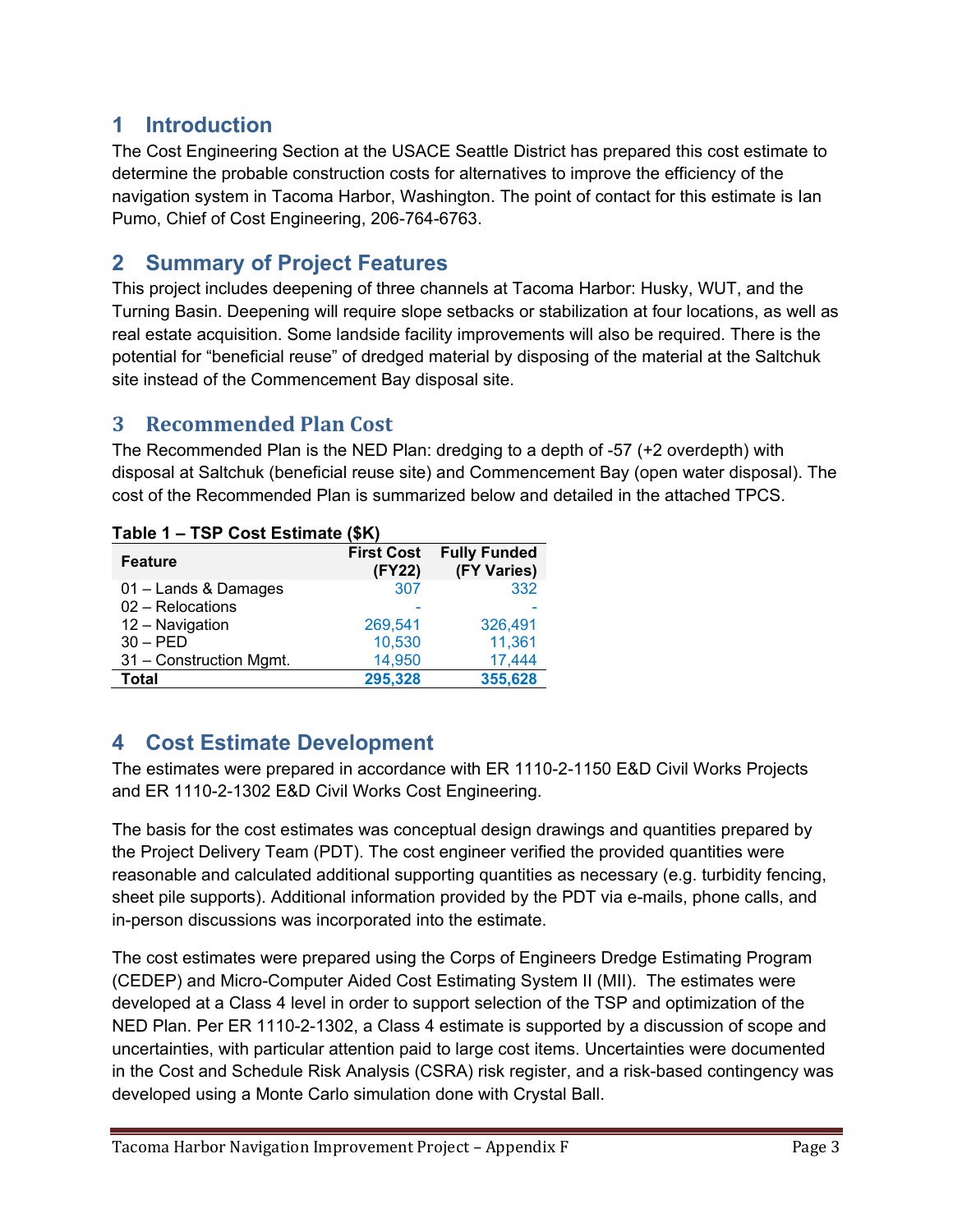# 1 Introduction

The Cost Engineering Section at the USACE Seattle District has prepared this cost estimate to determine the probable construction costs for alternatives to improve the efficiency of the navigation system in Tacoma Harbor, Washington. The point of contact for this estimate is Ian Pumo, Chief of Cost Engineering, 206-764-6763.

# 2 Summary of Project Features

This project includes deepening of three channels at Tacoma Harbor: Husky, WUT, and the Turning Basin. Deepening will require slope setbacks or stabilization at four locations, as well as real estate acquisition. Some landside facility improvements will also be required. There is the potential for “beneficial reuse” of dredged material by disposing of the material at the Saltchuk site instead of the Commencement Bay disposal site.

# 3 Recommended Plan Cost

The Recommended Plan is the NED Plan: dredging to a depth of -57 (+2 overdepth) with disposal at Saltchuk (beneficial reuse site) and Commencement Bay (open water disposal). The cost of the Recommended Plan is summarized below and detailed in the attached TPCS.

**Table 1 – TSP Cost Estimate ($K)**

| Feature | First Cost (FY22) | Fully Funded (FY Varies) |
|---|---|---|
| 01 – Lands & Damages | 307 | 332 |
| 02 – Relocations | - | - |
| 12 – Navigation | 269,541 | 326,491 |
| 30 – PED | 10,530 | 11,361 |
| 31 – Construction Mgmt. | 14,950 | 17,444 |
| **Total** | **295,328** | **355,628** |

# 4 Cost Estimate Development

The estimates were prepared in accordance with ER 1110-2-1150 E&D Civil Works Projects and ER 1110-2-1302 E&D Civil Works Cost Engineering.

The basis for the cost estimates was conceptual design drawings and quantities prepared by the Project Delivery Team (PDT). The cost engineer verified the provided quantities were reasonable and calculated additional supporting quantities as necessary (e.g. turbidity fencing, sheet pile supports). Additional information provided by the PDT via e-mails, phone calls, and in-person discussions was incorporated into the estimate.

The cost estimates were prepared using the Corps of Engineers Dredge Estimating Program (CEDEP) and Micro-Computer Aided Cost Estimating System II (MII). The estimates were developed at a Class 4 level in order to support selection of the TSP and optimization of the NED Plan. Per ER 1110-2-1302, a Class 4 estimate is supported by a discussion of scope and uncertainties, with particular attention paid to large cost items. Uncertainties were documented in the Cost and Schedule Risk Analysis (CSRA) risk register, and a risk-based contingency was developed using a Monte Carlo simulation done with Crystal Ball.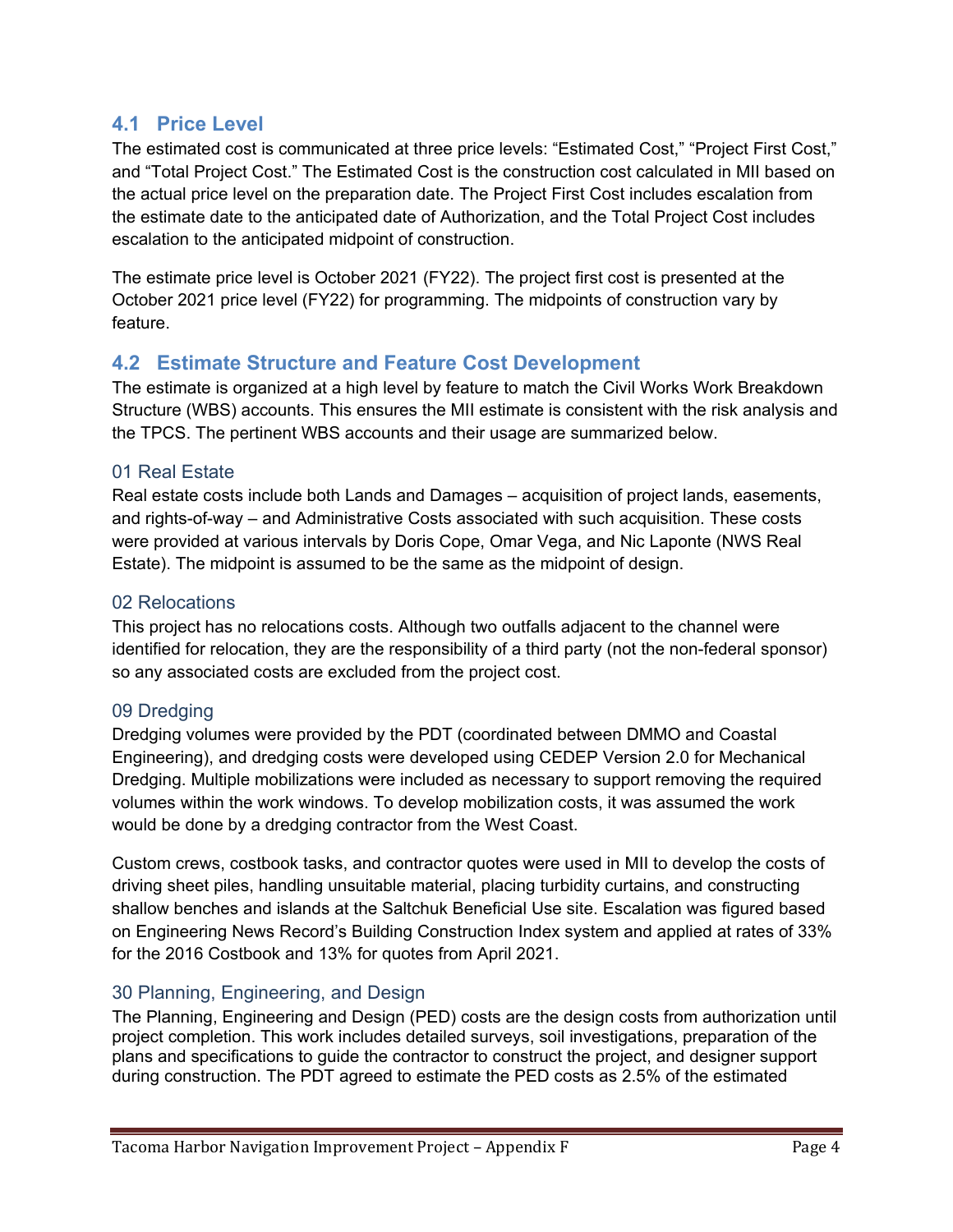## 4.1 Price Level

The estimated cost is communicated at three price levels: "Estimated Cost," "Project First Cost," and "Total Project Cost." The Estimated Cost is the construction cost calculated in MII based on the actual price level on the preparation date. The Project First Cost includes escalation from the estimate date to the anticipated date of Authorization, and the Total Project Cost includes escalation to the anticipated midpoint of construction.

The estimate price level is October 2021 (FY22). The project first cost is presented at the October 2021 price level (FY22) for programming. The midpoints of construction vary by feature.

## 4.2 Estimate Structure and Feature Cost Development

The estimate is organized at a high level by feature to match the Civil Works Work Breakdown Structure (WBS) accounts. This ensures the MII estimate is consistent with the risk analysis and the TPCS. The pertinent WBS accounts and their usage are summarized below.

### 01 Real Estate

Real estate costs include both Lands and Damages – acquisition of project lands, easements, and rights-of-way – and Administrative Costs associated with such acquisition. These costs were provided at various intervals by Doris Cope, Omar Vega, and Nic Laponte (NWS Real Estate). The midpoint is assumed to be the same as the midpoint of design.

### 02 Relocations

This project has no relocations costs. Although two outfalls adjacent to the channel were identified for relocation, they are the responsibility of a third party (not the non-federal sponsor) so any associated costs are excluded from the project cost.

### 09 Dredging

Dredging volumes were provided by the PDT (coordinated between DMMO and Coastal Engineering), and dredging costs were developed using CEDEP Version 2.0 for Mechanical Dredging. Multiple mobilizations were included as necessary to support removing the required volumes within the work windows. To develop mobilization costs, it was assumed the work would be done by a dredging contractor from the West Coast.

Custom crews, costbook tasks, and contractor quotes were used in MII to develop the costs of driving sheet piles, handling unsuitable material, placing turbidity curtains, and constructing shallow benches and islands at the Saltchuk Beneficial Use site. Escalation was figured based on Engineering News Record's Building Construction Index system and applied at rates of 33% for the 2016 Costbook and 13% for quotes from April 2021.

### 30 Planning, Engineering, and Design

The Planning, Engineering and Design (PED) costs are the design costs from authorization until project completion. This work includes detailed surveys, soil investigations, preparation of the plans and specifications to guide the contractor to construct the project, and designer support during construction. The PDT agreed to estimate the PED costs as 2.5% of the estimated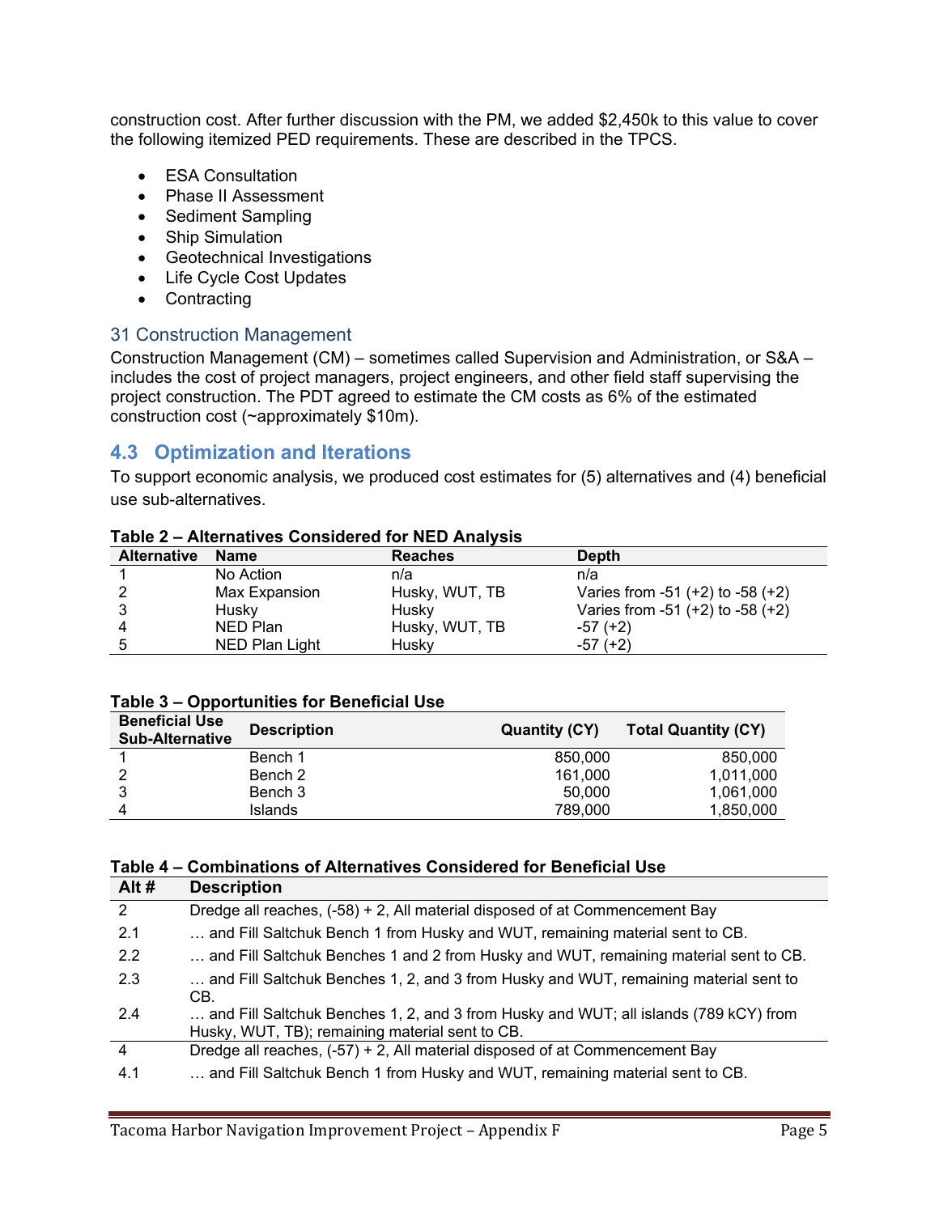construction cost. After further discussion with the PM, we added $2,450k to this value to cover the following itemized PED requirements. These are described in the TPCS.

- ESA Consultation
- Phase II Assessment
- Sediment Sampling
- Ship Simulation
- Geotechnical Investigations
- Life Cycle Cost Updates
- Contracting

### 31 Construction Management

Construction Management (CM) – sometimes called Supervision and Administration, or S&A – includes the cost of project managers, project engineers, and other field staff supervising the project construction. The PDT agreed to estimate the CM costs as 6% of the estimated construction cost (~approximately $10m).

## 4.3 Optimization and Iterations

To support economic analysis, we produced cost estimates for (5) alternatives and (4) beneficial use sub-alternatives.

**Table 2 – Alternatives Considered for NED Analysis**

| Alternative | Name | Reaches | Depth |
|---|---|---|---|
| 1 | No Action | n/a | n/a |
| 2 | Max Expansion | Husky, WUT, TB | Varies from -51 (+2) to -58 (+2) |
| 3 | Husky | Husky | Varies from -51 (+2) to -58 (+2) |
| 4 | NED Plan | Husky, WUT, TB | -57 (+2) |
| 5 | NED Plan Light | Husky | -57 (+2) |

**Table 3 – Opportunities for Beneficial Use**

| Beneficial Use Sub-Alternative | Description | Quantity (CY) | Total Quantity (CY) |
|---|---|---|---|
| 1 | Bench 1 | 850,000 | 850,000 |
| 2 | Bench 2 | 161,000 | 1,011,000 |
| 3 | Bench 3 | 50,000 | 1,061,000 |
| 4 | Islands | 789,000 | 1,850,000 |

**Table 4 – Combinations of Alternatives Considered for Beneficial Use**

| Alt # | Description |
|---|---|
| 2 | Dredge all reaches, (-58) + 2, All material disposed of at Commencement Bay |
| 2.1 | … and Fill Saltchuk Bench 1 from Husky and WUT, remaining material sent to CB. |
| 2.2 | … and Fill Saltchuk Benches 1 and 2 from Husky and WUT, remaining material sent to CB. |
| 2.3 | … and Fill Saltchuk Benches 1, 2, and 3 from Husky and WUT, remaining material sent to CB. |
| 2.4 | … and Fill Saltchuk Benches 1, 2, and 3 from Husky and WUT; all islands (789 kCY) from Husky, WUT, TB); remaining material sent to CB. |
| 4 | Dredge all reaches, (-57) + 2, All material disposed of at Commencement Bay |
| 4.1 | … and Fill Saltchuk Bench 1 from Husky and WUT, remaining material sent to CB. |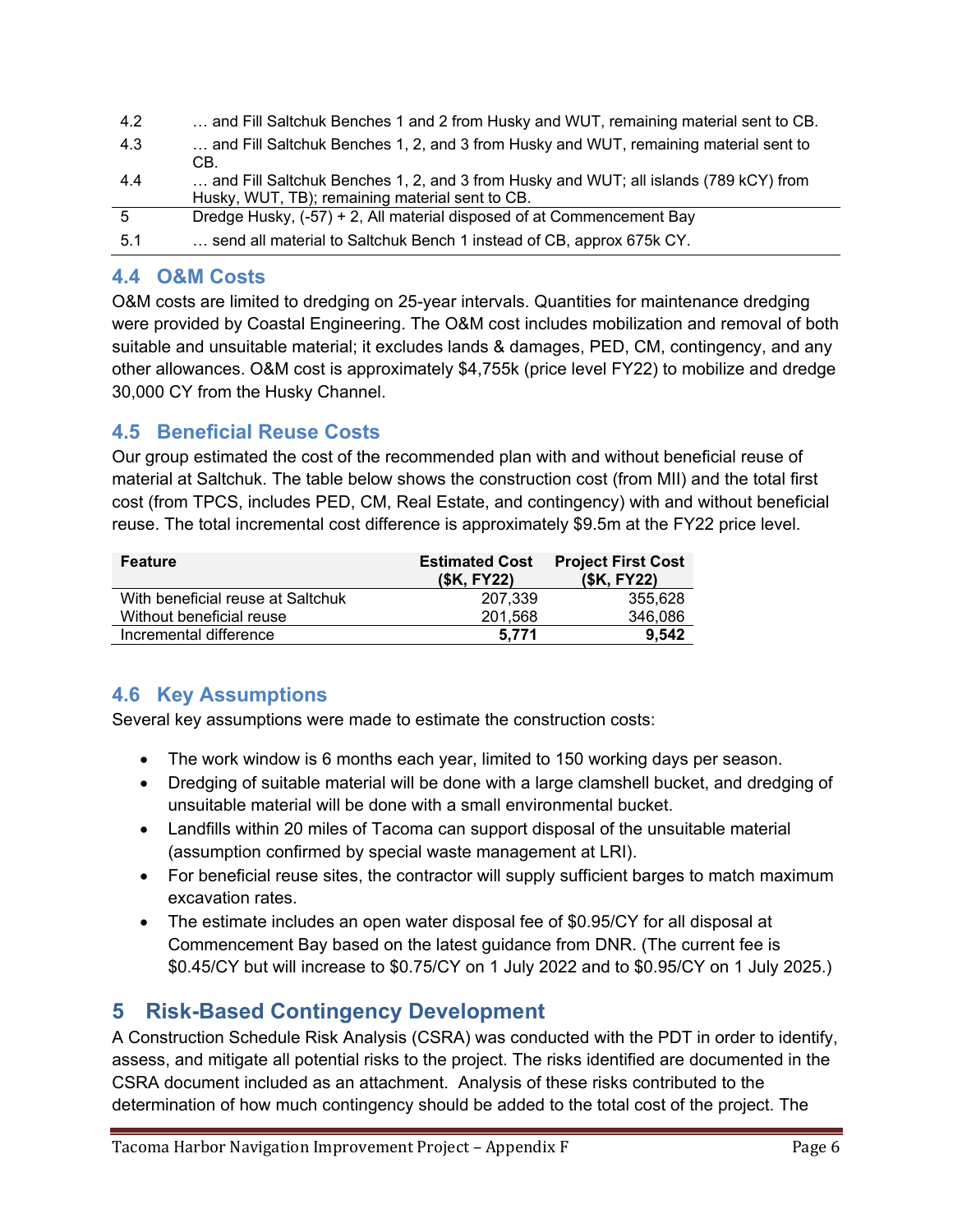| | |
|---|---|
| 4.2 | … and Fill Saltchuk Benches 1 and 2 from Husky and WUT, remaining material sent to CB. |
| 4.3 | … and Fill Saltchuk Benches 1, 2, and 3 from Husky and WUT, remaining material sent to CB. |
| 4.4 | … and Fill Saltchuk Benches 1, 2, and 3 from Husky and WUT; all islands (789 kCY) from Husky, WUT, TB); remaining material sent to CB. |
| 5 | Dredge Husky, (-57) + 2, All material disposed of at Commencement Bay |
| 5.1 | … send all material to Saltchuk Bench 1 instead of CB, approx 675k CY. |

## 4.4 O&M Costs

O&M costs are limited to dredging on 25-year intervals. Quantities for maintenance dredging were provided by Coastal Engineering. The O&M cost includes mobilization and removal of both suitable and unsuitable material; it excludes lands & damages, PED, CM, contingency, and any other allowances. O&M cost is approximately $4,755k (price level FY22) to mobilize and dredge 30,000 CY from the Husky Channel.

## 4.5 Beneficial Reuse Costs

Our group estimated the cost of the recommended plan with and without beneficial reuse of material at Saltchuk. The table below shows the construction cost (from MII) and the total first cost (from TPCS, includes PED, CM, Real Estate, and contingency) with and without beneficial reuse. The total incremental cost difference is approximately $9.5m at the FY22 price level.

| Feature | Estimated Cost ($K, FY22) | Project First Cost ($K, FY22) |
|---|---|---|
| With beneficial reuse at Saltchuk | 207,339 | 355,628 |
| Without beneficial reuse | 201,568 | 346,086 |
| Incremental difference | **5,771** | **9,542** |

## 4.6 Key Assumptions

Several key assumptions were made to estimate the construction costs:

- The work window is 6 months each year, limited to 150 working days per season.
- Dredging of suitable material will be done with a large clamshell bucket, and dredging of unsuitable material will be done with a small environmental bucket.
- Landfills within 20 miles of Tacoma can support disposal of the unsuitable material (assumption confirmed by special waste management at LRI).
- For beneficial reuse sites, the contractor will supply sufficient barges to match maximum excavation rates.
- The estimate includes an open water disposal fee of $0.95/CY for all disposal at Commencement Bay based on the latest guidance from DNR. (The current fee is $0.45/CY but will increase to $0.75/CY on 1 July 2022 and to $0.95/CY on 1 July 2025.)

# 5 Risk-Based Contingency Development

A Construction Schedule Risk Analysis (CSRA) was conducted with the PDT in order to identify, assess, and mitigate all potential risks to the project. The risks identified are documented in the CSRA document included as an attachment. Analysis of these risks contributed to the determination of how much contingency should be added to the total cost of the project. The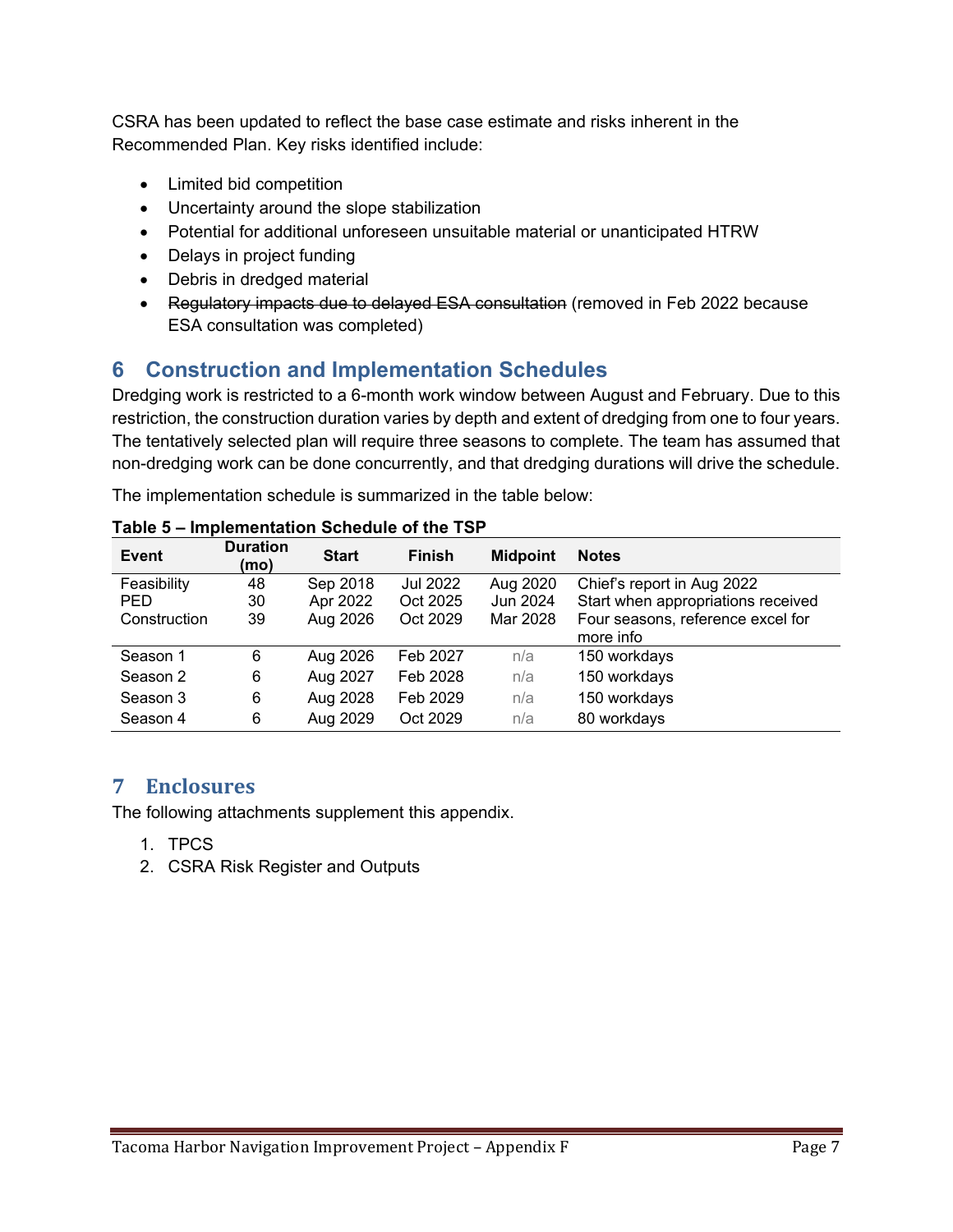CSRA has been updated to reflect the base case estimate and risks inherent in the Recommended Plan. Key risks identified include:

- Limited bid competition
- Uncertainty around the slope stabilization
- Potential for additional unforeseen unsuitable material or unanticipated HTRW
- Delays in project funding
- Debris in dredged material
- ~~Regulatory impacts due to delayed ESA consultation~~ (removed in Feb 2022 because ESA consultation was completed)

## 6 Construction and Implementation Schedules

Dredging work is restricted to a 6-month work window between August and February. Due to this restriction, the construction duration varies by depth and extent of dredging from one to four years. The tentatively selected plan will require three seasons to complete. The team has assumed that non-dredging work can be done concurrently, and that dredging durations will drive the schedule.

The implementation schedule is summarized in the table below:

**Table 5 – Implementation Schedule of the TSP**

| Event | Duration (mo) | Start | Finish | Midpoint | Notes |
|---|---|---|---|---|---|
| Feasibility | 48 | Sep 2018 | Jul 2022 | Aug 2020 | Chief's report in Aug 2022 |
| PED | 30 | Apr 2022 | Oct 2025 | Jun 2024 | Start when appropriations received |
| Construction | 39 | Aug 2026 | Oct 2029 | Mar 2028 | Four seasons, reference excel for more info |
| Season 1 | 6 | Aug 2026 | Feb 2027 | n/a | 150 workdays |
| Season 2 | 6 | Aug 2027 | Feb 2028 | n/a | 150 workdays |
| Season 3 | 6 | Aug 2028 | Feb 2029 | n/a | 150 workdays |
| Season 4 | 6 | Aug 2029 | Oct 2029 | n/a | 80 workdays |

## 7 Enclosures

The following attachments supplement this appendix.

1. TPCS
2. CSRA Risk Register and Outputs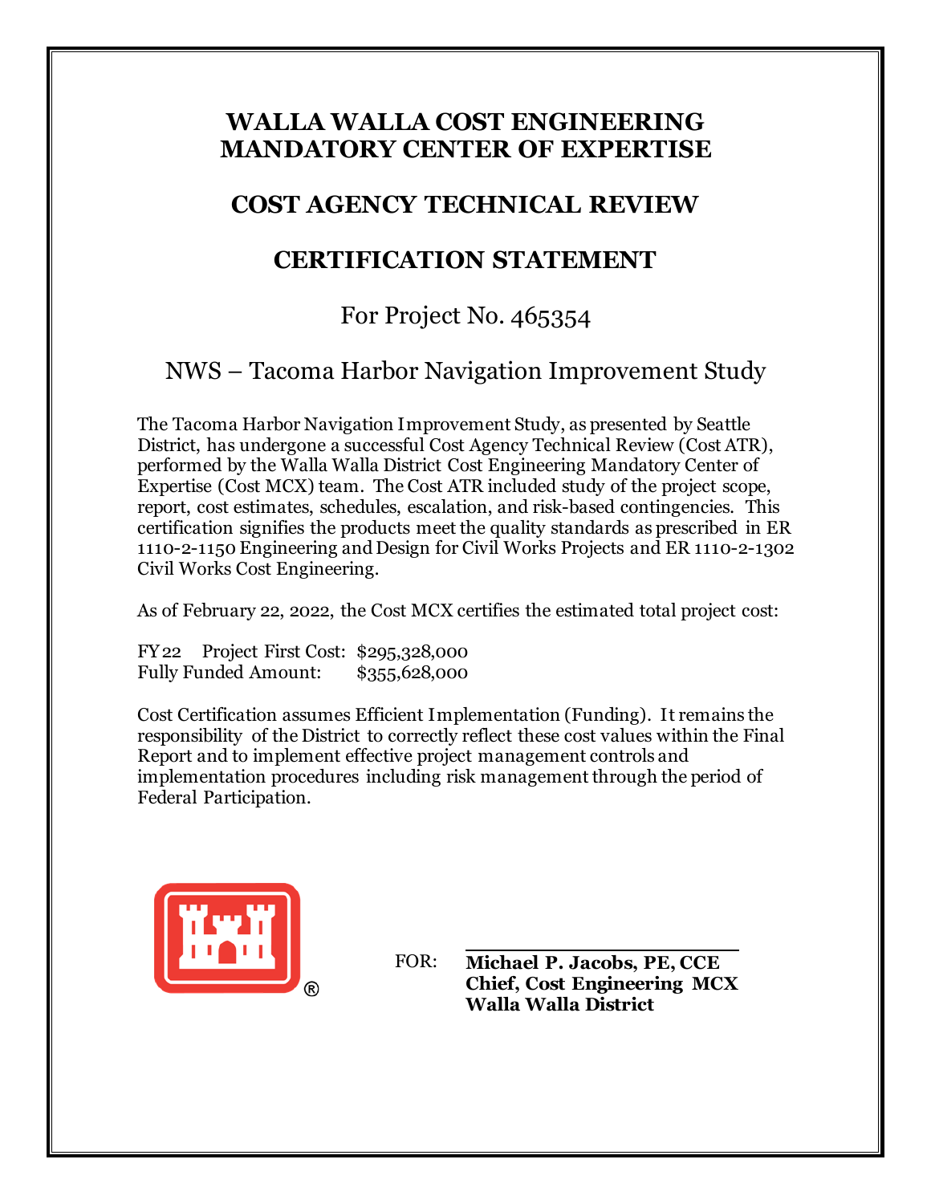# WALLA WALLA COST ENGINEERING MANDATORY CENTER OF EXPERTISE

## COST AGENCY TECHNICAL REVIEW

## CERTIFICATION STATEMENT

For Project No. 465354

NWS – Tacoma Harbor Navigation Improvement Study

The Tacoma Harbor Navigation Improvement Study, as presented by Seattle District, has undergone a successful Cost Agency Technical Review (Cost ATR), performed by the Walla Walla District Cost Engineering Mandatory Center of Expertise (Cost MCX) team. The Cost ATR included study of the project scope, report, cost estimates, schedules, escalation, and risk-based contingencies. This certification signifies the products meet the quality standards as prescribed in ER 1110-2-1150 Engineering and Design for Civil Works Projects and ER 1110-2-1302 Civil Works Cost Engineering.

As of February 22, 2022, the Cost MCX certifies the estimated total project cost:

FY22 Project First Cost: $295,328,000
Fully Funded Amount: $355,628,000

Cost Certification assumes Efficient Implementation (Funding). It remains the responsibility of the District to correctly reflect these cost values within the Final Report and to implement effective project management controls and implementation procedures including risk management through the period of Federal Participation.

FOR: **Michael P. Jacobs, PE, CCE**
**Chief, Cost Engineering MCX**
**Walla Walla District**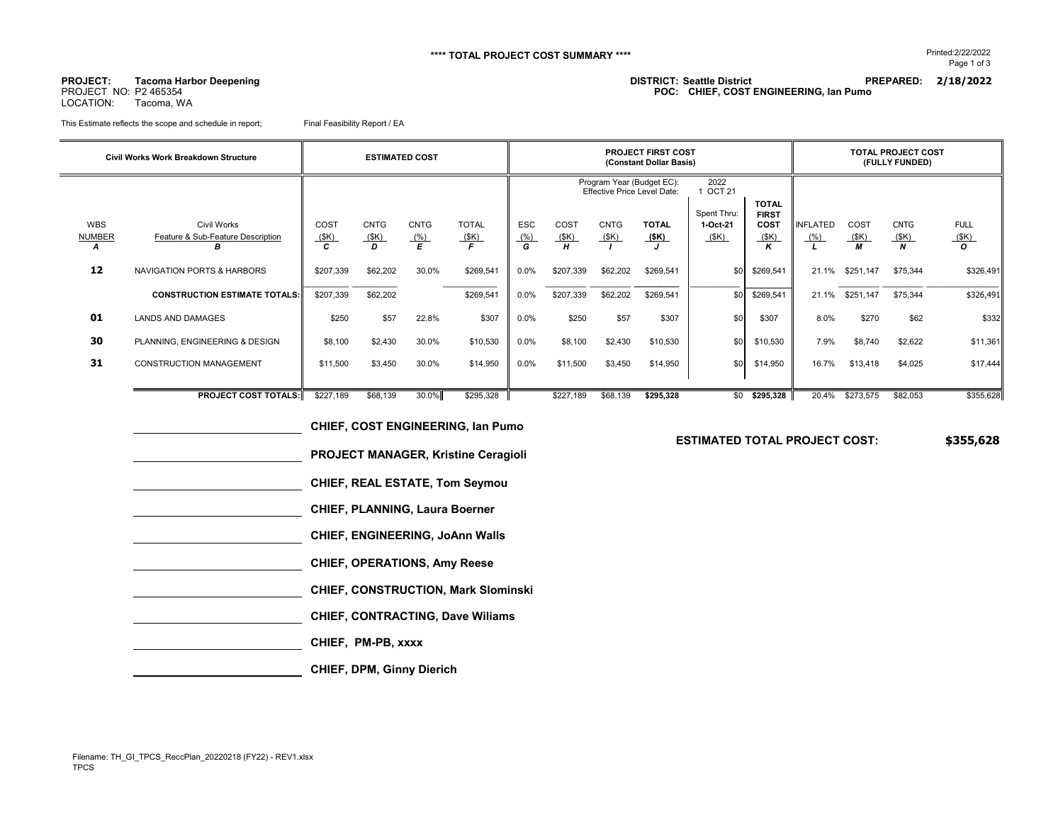**** TOTAL PROJECT COST SUMMARY ****

Printed:2/22/2022

**PROJECT:** **Tacoma Harbor Deepening**
PROJECT NO: P2 465354
LOCATION: Tacoma, WA

**DISTRICT: Seattle District** **PREPARED: 2/18/2022**
**POC: CHIEF, COST ENGINEERING, Ian Pumo**

This Estimate reflects the scope and schedule in report; Final Feasibility Report / EA

| Civil Works Work Breakdown Structure | | ESTIMATED COST | | | | PROJECT FIRST COST (Constant Dollar Basis) | | | | | | TOTAL PROJECT COST (FULLY FUNDED) | | | |
|---|---|---|---|---|---|---|---|---|---|---|---|---|---|---|---|
| | | | | | | Program Year (Budget EC): 2022 Effective Price Level Date: 1 OCT 21 | | | | | | | | | |
| WBS NUMBER *A* | Civil Works Feature & Sub-Feature Description *B* | COST ($K) *C* | CNTG ($K) *D* | CNTG (%) *E* | TOTAL ($K) *F* | ESC (%) *G* | COST ($K) *H* | CNTG ($K) *I* | **TOTAL ($K)** *J* | Spent Thru: 1-Oct-21 ($K) | **TOTAL FIRST COST ($K)** *K* | INFLATED (%) *L* | COST ($K) *M* | CNTG ($K) *N* | FULL ($K) *O* |
| **12** | NAVIGATION PORTS & HARBORS | $207,339 | $62,202 | 30.0% | $269,541 | 0.0% | $207,339 | $62,202 | $269,541 | $0 | $269,541 | 21.1% | $251,147 | $75,344 | $326,491 |
| | **CONSTRUCTION ESTIMATE TOTALS:** | $207,339 | $62,202 | | $269,541 | 0.0% | $207,339 | $62,202 | $269,541 | $0 | $269,541 | 21.1% | $251,147 | $75,344 | $326,491 |
| **01** | LANDS AND DAMAGES | $250 | $57 | 22.8% | $307 | 0.0% | $250 | $57 | $307 | $0 | $307 | 8.0% | $270 | $62 | $332 |
| **30** | PLANNING, ENGINEERING & DESIGN | $8,100 | $2,430 | 30.0% | $10,530 | 0.0% | $8,100 | $2,430 | $10,530 | $0 | $10,530 | 7.9% | $8,740 | $2,622 | $11,361 |
| **31** | CONSTRUCTION MANAGEMENT | $11,500 | $3,450 | 30.0% | $14,950 | 0.0% | $11,500 | $3,450 | $14,950 | $0 | $14,950 | 16.7% | $13,418 | $4,025 | $17,444 |
| | **PROJECT COST TOTALS:** | $227,189 | $68,139 | 30.0% | $295,328 | | $227,189 | $68,139 | **$295,328** | $0 | **$295,328** | 20.4% | $273,575 | $82,053 | $355,628 |

**ESTIMATED TOTAL PROJECT COST:** **$355,628**

______________________ **CHIEF, COST ENGINEERING, Ian Pumo**

______________________ **PROJECT MANAGER, Kristine Ceragioli**

______________________ **CHIEF, REAL ESTATE, Tom Seymou**

______________________ **CHIEF, PLANNING, Laura Boerner**

______________________ **CHIEF, ENGINEERING, JoAnn Walls**

______________________ **CHIEF, OPERATIONS, Amy Reese**

______________________ **CHIEF, CONSTRUCTION, Mark Slominski**

______________________ **CHIEF, CONTRACTING, Dave Wiliams**

______________________ **CHIEF, PM-PB, xxxx**

______________________ **CHIEF, DPM, Ginny Dierich**

Filename: TH_GI_TPCS_ReccPlan_20220218 (FY22) - REV1.xlsx
TPCS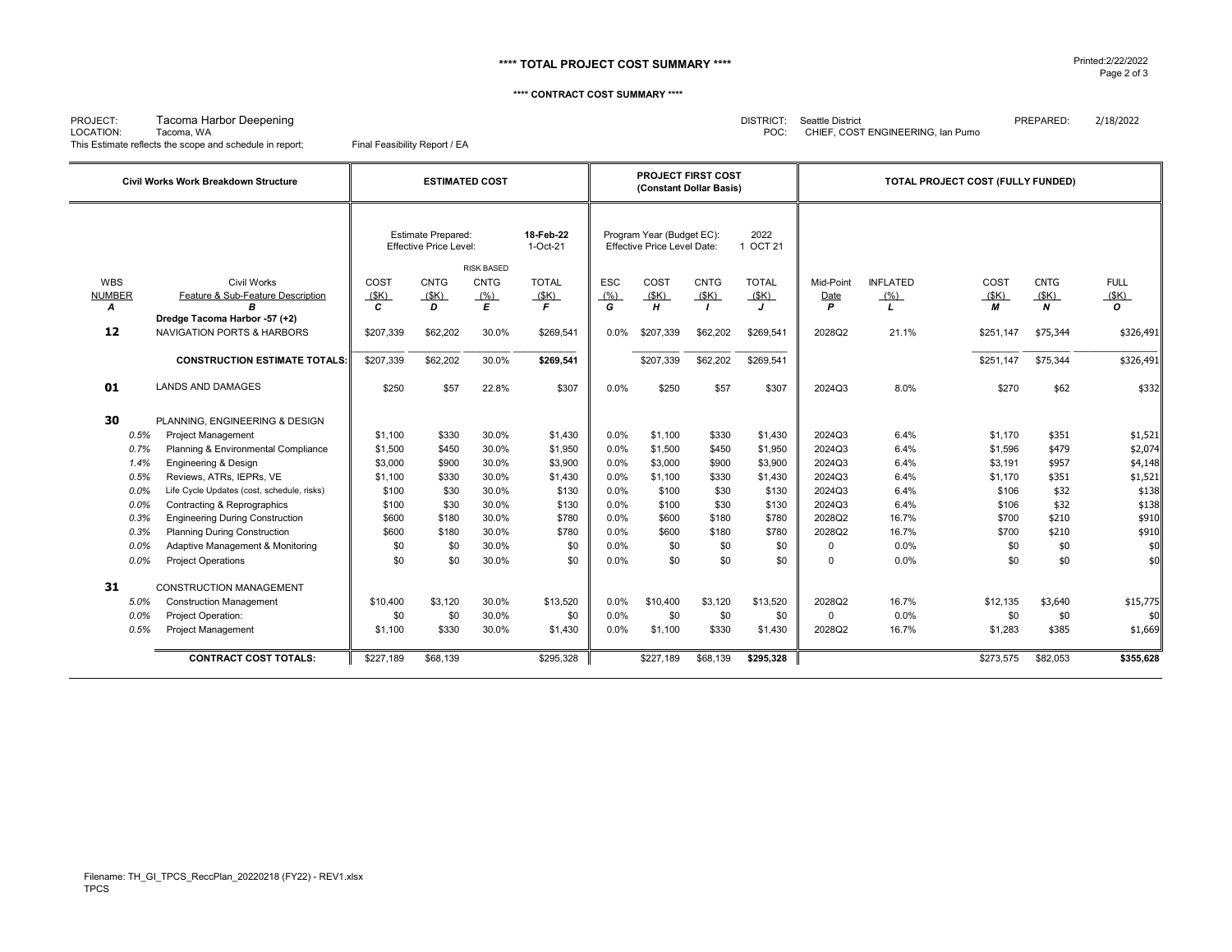**** TOTAL PROJECT COST SUMMARY ****

**** CONTRACT COST SUMMARY ****

PROJECT: Tacoma Harbor Deepening
LOCATION: Tacoma, WA
This Estimate reflects the scope and schedule in report; Final Feasibility Report / EA

DISTRICT: Seattle District
POC: CHIEF, COST ENGINEERING, Ian Pumo
PREPARED: 2/18/2022

| Civil Works Work Breakdown Structure | | | ESTIMATED COST | | | | PROJECT FIRST COST (Constant Dollar Basis) | | | | TOTAL PROJECT COST (FULLY FUNDED) | | | | |
|---|---|---|---|---|---|---|---|---|---|---|---|---|---|---|---|
| | | | Estimate Prepared: Effective Price Level: | | | 18-Feb-22 1-Oct-21 | Program Year (Budget EC): Effective Price Level Date: | | | 2022 1 OCT 21 | | | | | |
| WBS NUMBER A | | Civil Works Feature & Sub-Feature Description B | COST ($K) C | CNTG ($K) D | RISK BASED CNTG (%) E | TOTAL ($K) F | ESC (%) G | COST ($K) H | CNTG ($K) I | TOTAL ($K) J | Mid-Point Date P | INFLATED (%) L | COST ($K) M | CNTG ($K) N | FULL ($K) O |
| | | **Dredge Tacoma Harbor -57 (+2)** | | | | | | | | | | | | | |
| **12** | | NAVIGATION PORTS & HARBORS | $207,339 | $62,202 | 30.0% | $269,541 | 0.0% | $207,339 | $62,202 | $269,541 | 2028Q2 | 21.1% | $251,147 | $75,344 | $326,491 |
| | | **CONSTRUCTION ESTIMATE TOTALS:** | $207,339 | $62,202 | 30.0% | **$269,541** | | $207,339 | $62,202 | $269,541 | | | $251,147 | $75,344 | $326,491 |
| **01** | | LANDS AND DAMAGES | $250 | $57 | 22.8% | $307 | 0.0% | $250 | $57 | $307 | 2024Q3 | 8.0% | $270 | $62 | $332 |
| **30** | | PLANNING, ENGINEERING & DESIGN | | | | | | | | | | | | | |
| | *0.5%* | Project Management | $1,100 | $330 | 30.0% | $1,430 | 0.0% | $1,100 | $330 | $1,430 | 2024Q3 | 6.4% | $1,170 | $351 | $1,521 |
| | *0.7%* | Planning & Environmental Compliance | $1,500 | $450 | 30.0% | $1,950 | 0.0% | $1,500 | $450 | $1,950 | 2024Q3 | 6.4% | $1,596 | $479 | $2,074 |
| | *1.4%* | Engineering & Design | $3,000 | $900 | 30.0% | $3,900 | 0.0% | $3,000 | $900 | $3,900 | 2024Q3 | 6.4% | $3,191 | $957 | $4,148 |
| | *0.5%* | Reviews, ATRs, IEPRs, VE | $1,100 | $330 | 30.0% | $1,430 | 0.0% | $1,100 | $330 | $1,430 | 2024Q3 | 6.4% | $1,170 | $351 | $1,521 |
| | *0.0%* | Life Cycle Updates (cost, schedule, risks) | $100 | $30 | 30.0% | $130 | 0.0% | $100 | $30 | $130 | 2024Q3 | 6.4% | $106 | $32 | $138 |
| | *0.0%* | Contracting & Reprographics | $100 | $30 | 30.0% | $130 | 0.0% | $100 | $30 | $130 | 2024Q3 | 6.4% | $106 | $32 | $138 |
| | *0.3%* | Engineering During Construction | $600 | $180 | 30.0% | $780 | 0.0% | $600 | $180 | $780 | 2028Q2 | 16.7% | $700 | $210 | $910 |
| | *0.3%* | Planning During Construction | $600 | $180 | 30.0% | $780 | 0.0% | $600 | $180 | $780 | 2028Q2 | 16.7% | $700 | $210 | $910 |
| | *0.0%* | Adaptive Management & Monitoring | $0 | $0 | 30.0% | $0 | 0.0% | $0 | $0 | $0 | 0 | 0.0% | $0 | $0 | $0 |
| | *0.0%* | Project Operations | $0 | $0 | 30.0% | $0 | 0.0% | $0 | $0 | $0 | 0 | 0.0% | $0 | $0 | $0 |
| **31** | | CONSTRUCTION MANAGEMENT | | | | | | | | | | | | | |
| | *5.0%* | Construction Management | $10,400 | $3,120 | 30.0% | $13,520 | 0.0% | $10,400 | $3,120 | $13,520 | 2028Q2 | 16.7% | $12,135 | $3,640 | $15,775 |
| | *0.0%* | Project Operation: | $0 | $0 | 30.0% | $0 | 0.0% | $0 | $0 | $0 | 0 | 0.0% | $0 | $0 | $0 |
| | *0.5%* | Project Management | $1,100 | $330 | 30.0% | $1,430 | 0.0% | $1,100 | $330 | $1,430 | 2028Q2 | 16.7% | $1,283 | $385 | $1,669 |
| | | **CONTRACT COST TOTALS:** | $227,189 | $68,139 | | $295,328 | | $227,189 | $68,139 | **$295,328** | | | $273,575 | $82,053 | **$355,628** |

Filename: TH_GI_TPCS_ReccPlan_20220218 (FY22) - REV1.xlsx
TPCS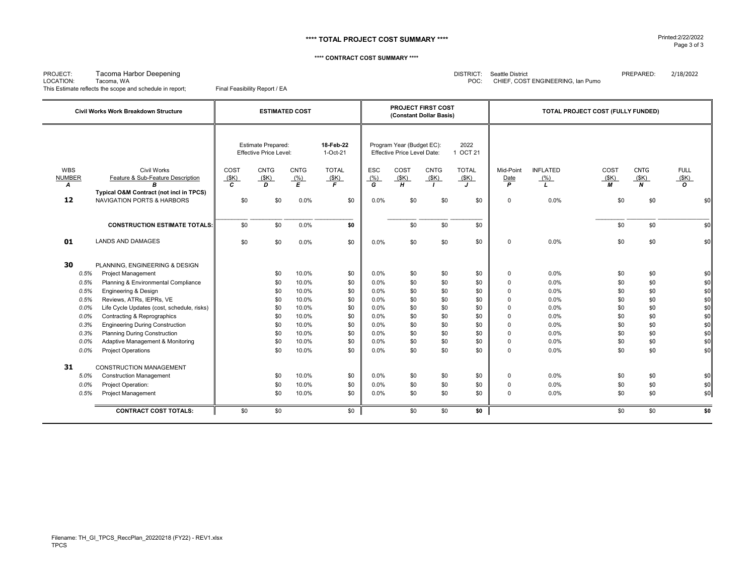**** TOTAL PROJECT COST SUMMARY ****

**** CONTRACT COST SUMMARY ****

PROJECT: Tacoma Harbor Deepening
LOCATION: Tacoma, WA
This Estimate reflects the scope and schedule in report; Final Feasibility Report / EA

DISTRICT: Seattle District
POC: CHIEF, COST ENGINEERING, Ian Pumo

PREPARED: 2/18/2022

| Civil Works Work Breakdown Structure | | | ESTIMATED COST | | | | PROJECT FIRST COST (Constant Dollar Basis) | | | | TOTAL PROJECT COST (FULLY FUNDED) | | | | |
|---|---|---|---|---|---|---|---|---|---|---|---|---|---|---|---|
| | | | Estimate Prepared: 18-Feb-22 | | | | Program Year (Budget EC): 2022 | | | | | | | | |
| | | | Effective Price Level: 1-Oct-21 | | | | Effective Price Level Date: 1 OCT 21 | | | | | | | | |
| WBS NUMBER *A* | | Civil Works Feature & Sub-Feature Description *B* | COST ($K) *C* | CNTG ($K) *D* | CNTG (%) *E* | TOTAL ($K) *F* | ESC (%) *G* | COST ($K) *H* | CNTG ($K) *I* | TOTAL ($K) *J* | Mid-Point Date *P* | INFLATED (%) *L* | COST ($K) *M* | CNTG ($K) *N* | FULL ($K) *O* |
| | | **Typical O&M Contract (not incl in TPCS)** | | | | | | | | | | | | | |
| **12** | | NAVIGATION PORTS & HARBORS | $0 | $0 | 0.0% | $0 | 0.0% | $0 | $0 | $0 | 0 | 0.0% | $0 | $0 | $0 |
| | | **CONSTRUCTION ESTIMATE TOTALS:** | $0 | $0 | 0.0% | **$0** | | $0 | $0 | $0 | | | $0 | $0 | $0 |
| **01** | | LANDS AND DAMAGES | $0 | $0 | 0.0% | $0 | 0.0% | $0 | $0 | $0 | 0 | 0.0% | $0 | $0 | $0 |
| **30** | | PLANNING, ENGINEERING & DESIGN | | | | | | | | | | | | | |
| | *0.5%* | Project Management | | $0 | 10.0% | $0 | 0.0% | $0 | $0 | $0 | 0 | 0.0% | $0 | $0 | $0 |
| | *0.5%* | Planning & Environmental Compliance | | $0 | 10.0% | $0 | 0.0% | $0 | $0 | $0 | 0 | 0.0% | $0 | $0 | $0 |
| | *0.5%* | Engineering & Design | | $0 | 10.0% | $0 | 0.0% | $0 | $0 | $0 | 0 | 0.0% | $0 | $0 | $0 |
| | *0.5%* | Reviews, ATRs, IEPRs, VE | | $0 | 10.0% | $0 | 0.0% | $0 | $0 | $0 | 0 | 0.0% | $0 | $0 | $0 |
| | *0.0%* | Life Cycle Updates (cost, schedule, risks) | | $0 | 10.0% | $0 | 0.0% | $0 | $0 | $0 | 0 | 0.0% | $0 | $0 | $0 |
| | *0.0%* | Contracting & Reprographics | | $0 | 10.0% | $0 | 0.0% | $0 | $0 | $0 | 0 | 0.0% | $0 | $0 | $0 |
| | *0.3%* | Engineering During Construction | | $0 | 10.0% | $0 | 0.0% | $0 | $0 | $0 | 0 | 0.0% | $0 | $0 | $0 |
| | *0.3%* | Planning During Construction | | $0 | 10.0% | $0 | 0.0% | $0 | $0 | $0 | 0 | 0.0% | $0 | $0 | $0 |
| | *0.0%* | Adaptive Management & Monitoring | | $0 | 10.0% | $0 | 0.0% | $0 | $0 | $0 | 0 | 0.0% | $0 | $0 | $0 |
| | *0.0%* | Project Operations | | $0 | 10.0% | $0 | 0.0% | $0 | $0 | $0 | 0 | 0.0% | $0 | $0 | $0 |
| **31** | | CONSTRUCTION MANAGEMENT | | | | | | | | | | | | | |
| | *5.0%* | Construction Management | | $0 | 10.0% | $0 | 0.0% | $0 | $0 | $0 | 0 | 0.0% | $0 | $0 | $0 |
| | *0.0%* | Project Operation: | | $0 | 10.0% | $0 | 0.0% | $0 | $0 | $0 | 0 | 0.0% | $0 | $0 | $0 |
| | *0.5%* | Project Management | | $0 | 10.0% | $0 | 0.0% | $0 | $0 | $0 | 0 | 0.0% | $0 | $0 | $0 |
| | | **CONTRACT COST TOTALS:** | $0 | $0 | | $0 | | $0 | $0 | **$0** | | | $0 | $0 | **$0** |

Filename: TH_GI_TPCS_ReccPlan_20220218 (FY22) - REV1.xlsx
TPCS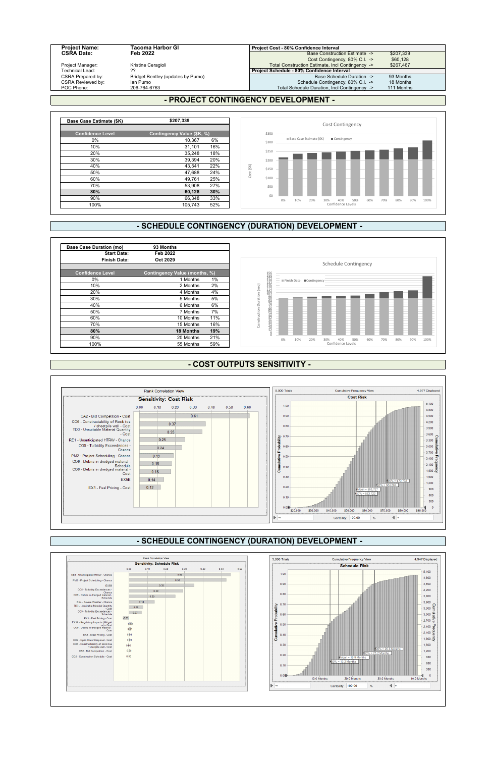| Project Name: | Tacoma Harbor GI |
|---|---|
| CSRA Date: | Feb 2022 |
| Project Manager: | Kristine Ceragioli |
| Technical Lead: | ?? |
| CSRA Prepared by: | Bridget Bentley (updates by Pumo) |
| CSRA Reviewed by: | Ian Pumo |
| POC Phone: | 206-764-6763 |

| Project Cost - 80% Confidence Interval | |
|---|---|
| Base Construction Estimate -> | $207,339 |
| Cost Contingency, 80% C.I. -> | $60,128 |
| Total Construction Estimate, Incl Contingency -> | $267,467 |
| **Project Schedule - 80% Confidence Interval** | |
| Base Schedule Duration -> | 93 Months |
| Schedule Contingency, 80% C.I. -> | 18 Months |
| Total Schedule Duration, Incl Contingency -> | 111 Months |

## - PROJECT CONTINGENCY DEVELOPMENT -

| Base Case Estimate ($K) | $207,339 | |
|---|---|---|
| **Confidence Level** | **Contingency Value ($K, %)** | |
| 0% | 10,367 | 6% |
| 10% | 31,101 | 16% |
| 20% | 35,248 | 18% |
| 30% | 39,394 | 20% |
| 40% | 43,541 | 22% |
| 50% | 47,688 | 24% |
| 60% | 49,761 | 25% |
| 70% | 53,908 | 27% |
| **80%** | **60,128** | **30%** |
| 90% | 66,348 | 33% |
| 100% | 105,743 | 52% |

## - SCHEDULE CONTINGENCY (DURATION) DEVELOPMENT -

| Base Case Duration (mo) | 93 Months | |
|---|---|---|
| Start Date: | Feb 2022 | |
| Finish Date: | Oct 2029 | |
| **Confidence Level** | **Contingency Value (months, %)** | |
| 0% | 1 Months | 1% |
| 10% | 2 Months | 2% |
| 20% | 4 Months | 4% |
| 30% | 5 Months | 5% |
| 40% | 6 Months | 6% |
| 50% | 7 Months | 7% |
| 60% | 10 Months | 11% |
| 70% | 15 Months | 16% |
| **80%** | **18 Months** | **19%** |
| 90% | 20 Months | 21% |
| 100% | 55 Months | 59% |

## - COST OUTPUTS SENSITIVITY -

## - SCHEDULE CONTINGENCY (DURATION) DEVELOPMENT -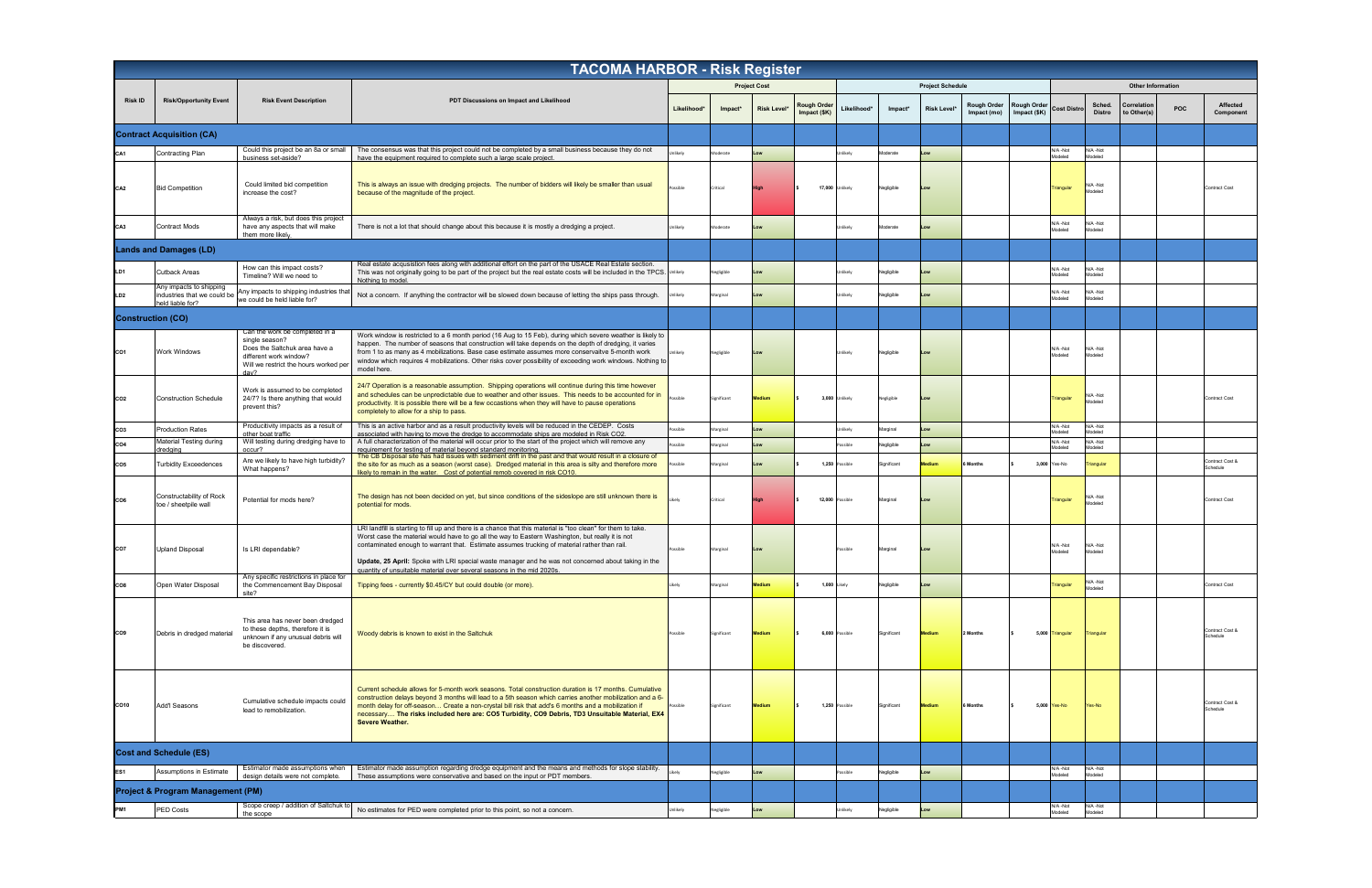# TACOMA HARBOR - Risk Register

| Risk ID | Risk/Opportunity Event | Risk Event Description | PDT Discussions on Impact and Likelihood | Project Cost | | | | Project Schedule | | | | | Other Information | | | | |
|---|---|---|---|---|---|---|---|---|---|---|---|---|---|---|---|---|---|
| | | | | Likelihood* | Impact* | Risk Level* | Rough Order Impact ($K) | Likelihood* | Impact* | Risk Level* | Rough Order Impact (mo) | Rough Order Impact ($K) | Cost Distro | Sched. Distro | Correlation to Other(s) | POC | Affected Component |
| **Contract Acquisition (CA)** | | | | | | | | | | | | | | | | | |
| CA1 | Contracting Plan | Could this project be an 8a or small business set-aside? | The consensus was that this project could not be completed by a small business because they do not have the equipment required to complete such a large scale project. | Unlikely | Moderate | Low | | Unlikely | Moderate | Low | | | N/A -Not Modeled | N/A -Not Modeled | | | |
| CA2 | Bid Competition | Could limited bid competition increase the cost? | This is always an issue with dredging projects. The number of bidders will likely be smaller than usual because of the magnitude of the project. | Possible | Critical | High | $ 17,000 | Unlikely | Negligible | Low | | | Triangular | N/A -Not Modeled | | | Contract Cost |
| CA3 | Contract Mods | Always a risk, but does this project have any aspects that will make them more likely. | There is not a lot that should change about this because it is mostly a dredging a project. | Unlikely | Moderate | Low | | Unlikely | Moderate | Low | | | N/A -Not Modeled | N/A -Not Modeled | | | |
| **Lands and Damages (LD)** | | | | | | | | | | | | | | | | | |
| LD1 | Cutback Areas | How can this impact costs? Timeline? Will we need to | Real estate acquisition fees along with additional effort on the part of the USACE Real Estate section. This was not originally going to be part of the project but the real estate costs will be included in the TPCS. Nothing to model. | Unlikely | Negligible | Low | | Unlikely | Negligible | Low | | | N/A -Not Modeled | N/A -Not Modeled | | | |
| LD2 | Any impacts to shipping industries that we could be held liable for? | Any impacts to shipping industries that we could be held liable for? | Not a concern. If anything the contractor will be slowed down because of letting the ships pass through. | Unlikely | Marginal | Low | | Unlikely | Negligible | Low | | | N/A -Not Modeled | N/A -Not Modeled | | | |
| **Construction (CO)** | | | | | | | | | | | | | | | | | |
| CO1 | Work Windows | Can the work be completed in a single season? Does the Saltchuk area have a different work window? Will we restrict the hours worked per day? | Work window is restricted to a 6 month period (16 Aug to 15 Feb), during which severe weather is likely to happen. The number of seasons that construction will take depends on the depth of dredging, it varies from 1 to as many as 4 mobilizations. Base case estimate assumes more conservative 5-month work window which requires 4 mobilizations. Other risks cover possibility of exceeding work windows. Nothing to model here. | Unlikely | Negligible | Low | | Unlikely | Negligible | Low | | | N/A -Not Modeled | N/A -Not Modeled | | | |
| CO2 | Construction Schedule | Work is assumed to be completed 24/7? Is there anything that would prevent this? | 24/7 Operation is a reasonable assumption. Shipping operations will continue during this time however and schedules can be unpredictable due to weather and other issues. This needs to be accounted for in productivity. It is possible there will be a few occasions when they will have to pause operations completely to allow for a ship to pass. | Possible | Significant | Medium | $ 3,000 | Unlikely | Negligible | Low | | | Triangular | N/A -Not Modeled | | | Contract Cost |
| CO3 | Production Rates | Productivity impacts as a result of other boat traffic. | This is an active harbor and as a result productivity levels will be reduced in the CEDEP. Costs associated with having to move the dredge to accommodate ships are modeled in Risk CO2. | Possible | Marginal | Low | | Unlikely | Marginal | Low | | | N/A -Not Modeled | N/A -Not Modeled | | | |
| CO4 | Material Testing during dredging | Will testing during dredging have to occur? | A full characterization of the material will occur prior to the start of the project which will remove any requirement for testing of material beyond standard monitoring. | Possible | Marginal | Low | | Possible | Negligible | Low | | | N/A -Not Modeled | N/A -Not Modeled | | | |
| CO5 | Turbidity Exceedences | Are we likely to have high turbidity? What happens? | The CB Disposal site has had issues with sediment drift in the past and that would result in a closure of the site for as much as a season (worst case). Dredged material in this area is silty and therefore more likely to remain in the water. Cost of potential remob covered in risk CO10. | Possible | Marginal | Low | $ 1,250 | Possible | Significant | Medium | 6 Months | $ 3,000 | Yes-No | Triangular | | | Contract Cost & Schedule |
| CO6 | Constructability of Rock toe / sheetpile wall | Potential for mods here? | The design has not been decided on yet, but since conditions of the sideslope are still unknown there is potential for mods. | Likely | Critical | High | $ 12,000 | Possible | Marginal | Low | | | Triangular | N/A -Not Modeled | | | Contract Cost |
| CO7 | Upland Disposal | Is LRI dependable? | LRI landfill is starting to fill up and there is a chance that this material is "too clean" for them to take. Worst case the material would have to go all the way to Eastern Washington, but really it is not contaminated enough to warrant that. Estimate assumes trucking of material rather than rail.<br><br>**Update, 25 April:** Spoke with LRI special waste manager and he was not concerned about taking in the quantity of unsuitable material over several seasons in the mid 2020s. | Possible | Marginal | Low | | Possible | Marginal | Low | | | N/A -Not Modeled | N/A -Not Modeled | | | |
| CO8 | Open Water Disposal | Any specific restrictions in place for the Commencement Bay Disposal site? | Tipping fees - currently $0.45/CY but could double (or more). | Likely | Marginal | Medium | $ 1,000 | Likely | Negligible | Low | | | Triangular | N/A -Not Modeled | | | Contract Cost |
| CO9 | Debris in dredged material | This area has never been dredged to these depths, therefore it is unknown if any unusual debris will be discovered. | Woody debris is known to exist in the Saltchuk | Possible | Significant | Medium | $ 6,000 | Possible | Significant | Medium | 2 Months | $ 5,000 | Triangular | Triangular | | | Contract Cost & Schedule |
| CO10 | Add'l Seasons | Cumulative schedule impacts could lead to remobilization. | Current schedule allows for 5-month work seasons. Total construction duration is 17 months. Cumulative construction delays beyond 3 months will lead to a 5th season which carries another mobilization and a 6-month delay for off-season... Create a non-crystal ball risk that add's 6 months and a mobilization if necessary.... **The risks included here are: CO5 Turbidity, CO9 Debris, TD3 Unsuitable Material, EX4 Severe Weather.** | Possible | Significant | Medium | $ 1,250 | Possible | Significant | Medium | 6 Months | $ 5,000 | Yes-No | Yes-No | | | Contract Cost & Schedule |
| **Cost and Schedule (ES)** | | | | | | | | | | | | | | | | | |
| ES1 | Assumptions in Estimate | Estimator made assumptions when design details were not complete. | Estimator made assumption regarding dredge equipment and the means and methods for slope stability. These assumptions were conservative and based on the input or PDT members. | Likely | Negligible | Low | | Possible | Negligible | Low | | | N/A -Not Modeled | N/A -Not Modeled | | | |
| **Project & Program Management (PM)** | | | | | | | | | | | | | | | | | |
| PM1 | PED Costs | Scope creep / addition of Saltchuk to the scope | No estimates for PED were completed prior to this point, so not a concern. | Unlikely | Negligible | Low | | Unlikely | Negligible | Low | | | N/A -Not Modeled | N/A -Not Modeled | | | |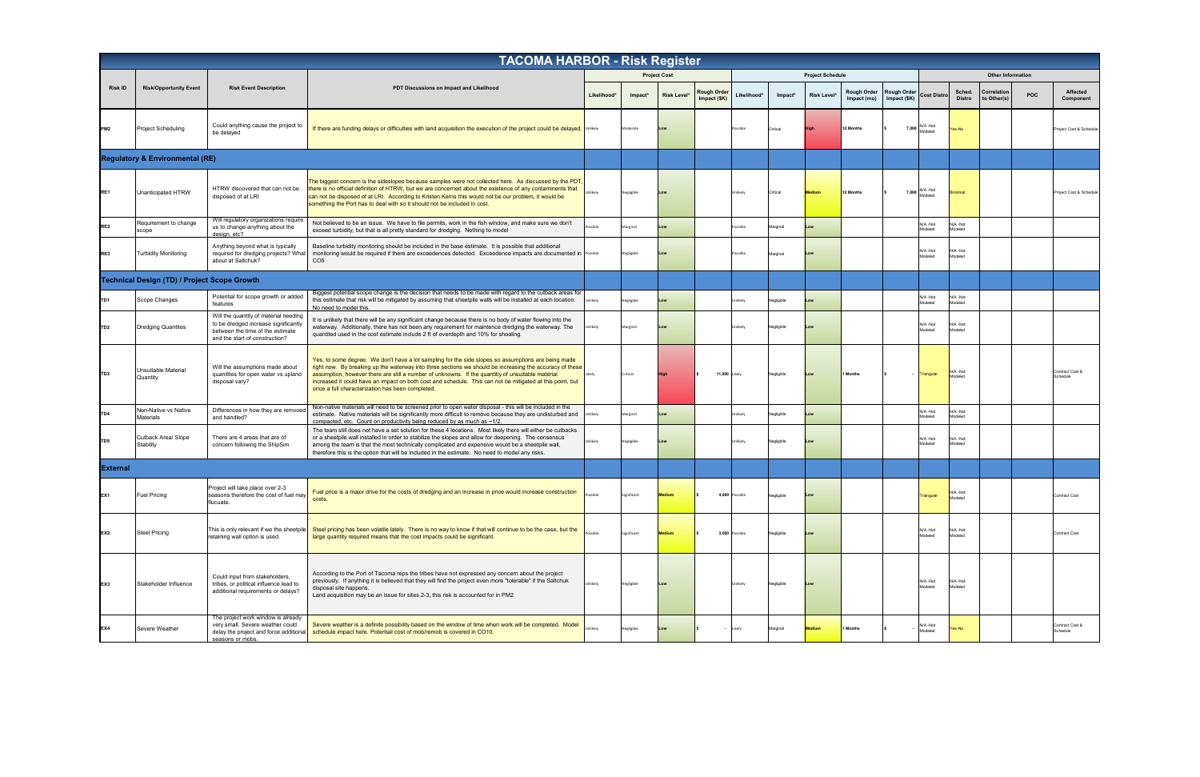# TACOMA HARBOR - Risk Register

| Risk ID | Risk/Opportunity Event | Risk Event Description | PDT Discussions on Impact and Likelihood | Project Cost | | | | Project Schedule | | | | | Other Information | | | | | |
|---|---|---|---|---|---|---|---|---|---|---|---|---|---|---|---|---|---|---|
| | | | | Likelihood* | Impact* | Risk Level* | Rough Order Impact ($K) | Likelihood* | Impact* | Risk Level* | Rough Order Impact (mo) | Rough Order Impact ($K) | Cost Distro | Sched. Distro | Correlation to Other(s) | POC | Affected Component |
| PM2 | Project Scheduling | Could anything cause the project to be delayed | If there are funding delays or difficulties with land acquisition the execution of the project could be delayed. | Unlikely | Moderate | Low | | Possible | Critical | High | 12 Months | $ 7,000 | N/A -Not Modeled | Yes-No | | | Project Cost & Schedule |
| **Regulatory & Environmental (RE)** | | | | | | | | | | | | | | | | | |
| RE1 | Unanticipated HTRW | HTRW discovered that can not be disposed of at LRI | The biggest concern is the sideslopes because samples were not collected here. As discussed by the PDT, there is no official definition of HTRW, but we are concerned about the existence of any contaminents that can not be disposed of at LRI. According to Kristen Kerns this would not be our problem, it would be something the Port has to deal with so it should not be included in cost. | Unlikely | Negligible | Low | | Unlikely | Critical | Medium | 12 Months | $ 7,000 | N/A -Not Modeled | Binomial | | | Project Cost & Schedule |
| RE2 | Requirement to change scope | Will regulatory organizations require us to change anything about the design, etc? | Not believed to be an issue. We have to file permits, work in the fish window, and make sure we don't exceed turbidity, but that is all pretty standard for dredging. Nothing to model | Possible | Marginal | Low | | Possible | Marginal | Low | | | N/A -Not Modeled | N/A -Not Modeled | | | |
| RE3 | Turbidity Monitoring | Anything beyond what is typically required for dredging projects? What about at Saltchuk? | Baseline turbidity monitoring should be included in the base estimate. It is possible that additional monitoring would be required if there are exceedences detected. Exceedence impacts are documented in CO5 | Possible | Negligible | Low | | Possible | Marginal | Low | | | N/A -Not Modeled | N/A -Not Modeled | | | |
| **Technical Design (TD) / Project Scope Growth** | | | | | | | | | | | | | | | | | |
| TD1 | Scope Changes | Potential for scope growth or added features | Biggest potential scope change is the decision that needs to be made with regard to the cutback areas for this estimate that risk will be mitigated by assuming that sheetpile walls will be installed at each location. No need to model this. | Unlikely | Negligible | Low | | Unlikely | Negligible | Low | | | N/A -Not Modeled | N/A -Not Modeled | | | |
| TD2 | Dredging Quantites | Will the quantity of material needing to be dredged increase significantly between the time of the estimate and the start of construction? | It is unlikely that there will be any significant change because there is no body of water flowing into the waterway. Additionally, there has not been any requirement for maintence dredging the waterway. The quantited used in the cost estimate include 2 ft of overdepth and 10% for shoaling. | Unlikely | Marginal | Low | | Unlikely | Negligible | Low | | | N/A -Not Modeled | N/A -Not Modeled | | | |
| TD3 | Unsuitable Material Quantity | Will the assumptions made about quantities for open water vs upland disposal vary? | Yes, to some degree. We don't have a lot sampling for the side slopes so assumptions are being made right now. By breaking up the waterway into three sections we should be increasing the accuracy of these assumption, however there are still a number of unknowns. If the quantitiy of unsuitable material increased it could have an impact on both cost and schedule. This can not be mitigated at this point, but once a full characterization has been completed. | Likely | Critical | High | $ 11,000 | Likely | Negligible | Low | 1 Months | $ - | Triangular | N/A -Not Modeled | | | Contract Cost & Schedule |
| TD4 | Non-Native vs Native Materials | Differences in how they are removed and handled? | Non-native materials will need to be screened prior to open water disposal - this will be included in the estimate. Native materials will be significantly more difficult to remove because they are undisturbed and compacted, etc. Count on productivity being reduced by as much as ~1/2. | Unlikely | Marginal | Low | | Unlikely | Negligible | Low | | | N/A -Not Modeled | N/A -Not Modeled | | | |
| TD5 | Cutback Area/ Slope Stability | There are 4 areas that are of concern following the ShipSim | The team still does not have a set solution for these 4 locations. Most likely there will either be cutbacks or a sheetpile wall installed in order to stabilize the slopes and allow for deepening. The consensus among the team is that the most technically complicated and expensive would be a sheetpile wall, therefore this is the option that will be included in the estimate. No need to model any risks. | Unlikely | Negligible | Low | | Unlikely | Negligible | Low | | | N/A -Not Modeled | N/A -Not Modeled | | | |
| **External** | | | | | | | | | | | | | | | | | |
| EX1 | Fuel Pricing | Project will take place over 2-3 seasons therefore the cost of fuel may flucuate. | Fuel price is a major drive for the costs of dredging and an increase in price would increase construction costs. | Possible | Significant | Medium | $ 4,000 | Possible | Negligible | Low | | | Triangular | N/A -Not Modeled | | | Contract Cost |
| EX2 | Steel Pricing | This is only relevant if we the sheetpile retaining wall option is used. | Steel pricing has been volatile lately. There is no way to know if that will continue to be the case, but the large quantity required means that the cost impacts could be significant. | Possible | Significant | Medium | $ 3,000 | Possible | Negligible | Low | | | N/A -Not Modeled | N/A -Not Modeled | | | Contract Cost |
| EX3 | Stakeholder Influence | Could input from stakeholders, tribes, or political influence lead to additional requirements or delays? | According to the Port of Tacoma reps the tribes have not expressed any concern about the project previously. If anything it is believed that they will find the project even more "tolerable" if the Saltchuk disposal site happens. Land acquisition may be an issue for sites 2-3, this risk is accounted for in PM2 | Unlikely | Negligible | Low | | Unlikely | Negligible | Low | | | N/A -Not Modeled | N/A -Not Modeled | | | |
| EX4 | Severe Weather | The project work window is already very small. Severe weather could delay the project and force additional seasons or mobs. | Severe weather is a definite possibility based on the window of time when work will be completed. Model schedule impact here. Potentail cost of mob/remob is covered in CO10. | Unlikely | Negligible | Low | $ - | Likely | Marginal | Medium | 1 Months | $ - | N/A -Not Modeled | Yes-No | | | Contract Cost & Schedule |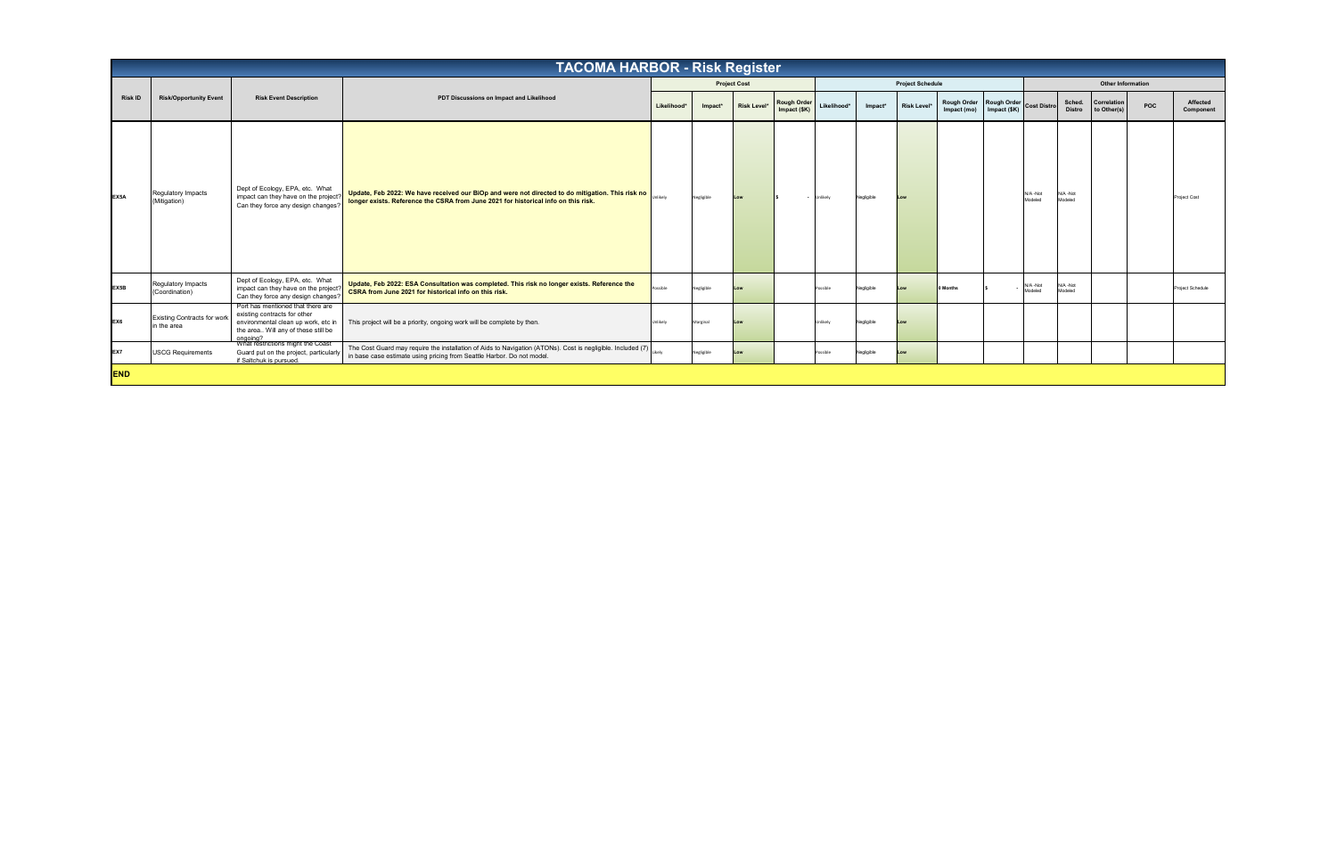# TACOMA HARBOR - Risk Register

| Risk ID | Risk/Opportunity Event | Risk Event Description | PDT Discussions on Impact and Likelihood | Project Cost | | | | Project Schedule | | | | | Other Information | | | | |
|---|---|---|---|---|---|---|---|---|---|---|---|---|---|---|---|---|---|
| | | | | Likelihood* | Impact* | Risk Level* | Rough Order Impact ($K) | Likelihood* | Impact* | Risk Level* | Rough Order Impact (mo) | Rough Order Impact ($K) | Cost Distro | Sched. Distro | Correlation to Other(s) | POC | Affected Component |
| EX5A | Regulatory Impacts (Mitigation) | Dept of Ecology, EPA, etc. What impact can they have on the project? Can they force any design changes? | **Update, Feb 2022: We have received our BiOp and were not directed to do mitigation. This risk no longer exists. Reference the CSRA from June 2021 for historical info on this risk.** | Unlikely | Negligible | Low | $ - | Unlikely | Negligible | Low | | | N/A -Not Modeled | N/A -Not Modeled | | | Project Cost |
| EX5B | Regulatory Impacts (Coordination) | Dept of Ecology, EPA, etc. What impact can they have on the project? Can they force any design changes? | **Update, Feb 2022: ESA Consultation was completed. This risk no longer exists. Reference the CSRA from June 2021 for historical info on this risk.** | Possible | Negligible | Low | | Possible | Negligible | Low | 0 Months | $ - | N/A -Not Modeled | N/A -Not Modeled | | | Project Schedule |
| EX6 | Existing Contracts for work in the area | Port has mentioned that there are existing contracts for other environmental clean up work, etc in the area.. Will any of these still be ongoing? | This project will be a priority, ongoing work will be complete by then. | Unlikely | Marginal | Low | | Unlikely | Negligible | Low | | | | | | | |
| EX7 | USCG Requirements | What restrictions might the Coast Guard put on the project, particularly if Saltchuk is pursued. | The Cost Guard may require the installation of Aids to Navigation (ATONs). Cost is negligible. Included (7) in base case estimate using pricing from Seattle Harbor. Do not model. | Likely | Negligible | Low | | Possible | Negligible | Low | | | | | | | |
| **END** | | | | | | | | | | | | | | | | | |